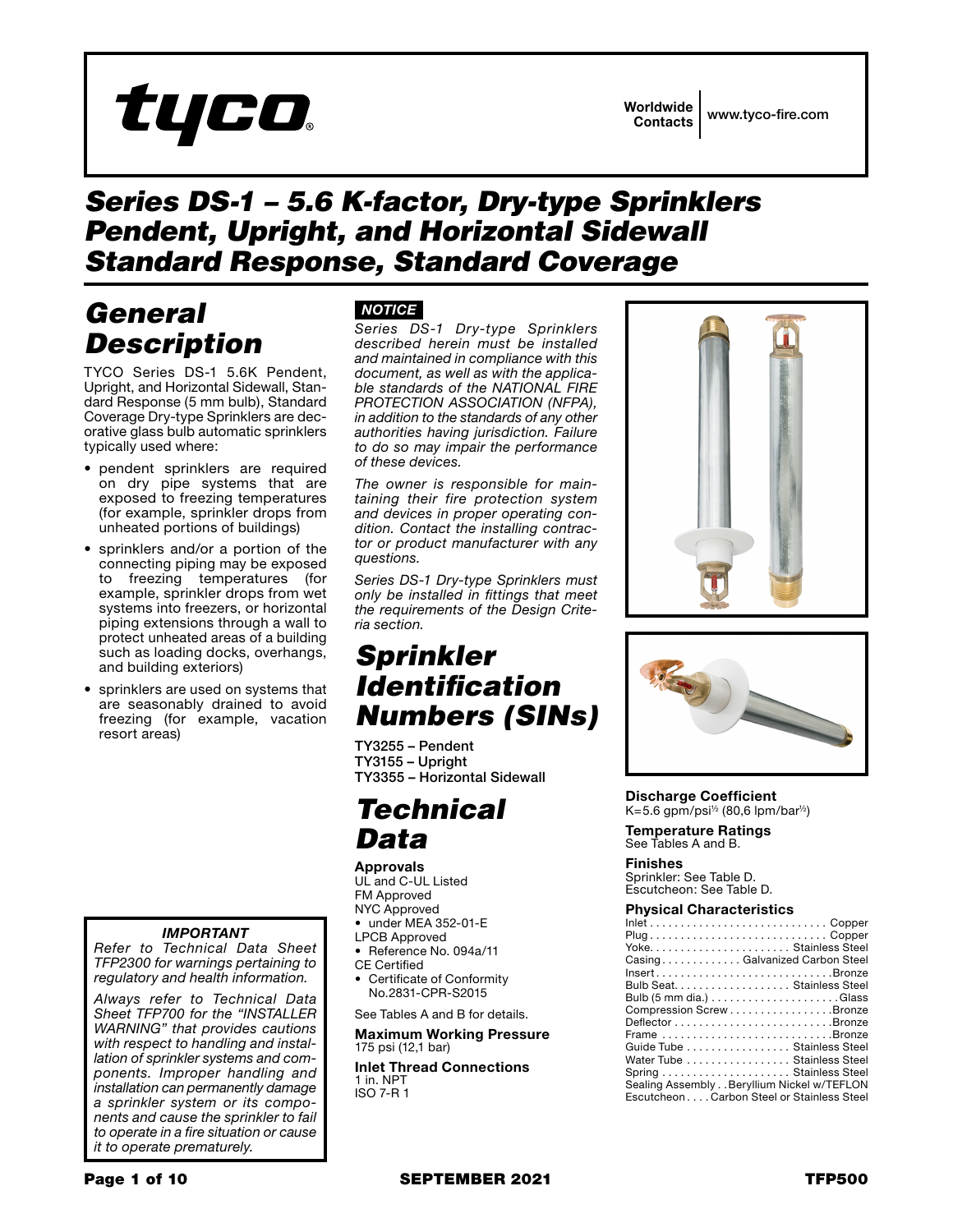tyco

**Worldwide Contacts** | www.tyco-fire.com

# Series DS-1 – 5.6 K-factor, Dry-type Sprinklers Pendent, Upright, and Horizontal Sidewall Standard Response, Standard Coverage

## General Description

TYCO Series DS-1 5.6K Pendent, Upright, and Horizontal Sidewall, Standard Response (5 mm bulb), Standard Coverage Dry-type Sprinklers are decorative glass bulb automatic sprinklers typically used where:

- pendent sprinklers are required on dry pipe systems that are exposed to freezing temperatures (for example, sprinkler drops from unheated portions of buildings)
- sprinklers and/or a portion of the connecting piping may be exposed to freezing temperatures (for example, sprinkler drops from wet systems into freezers, or horizontal piping extensions through a wall to protect unheated areas of a building such as loading docks, overhangs, and building exteriors)
- sprinklers are used on systems that are seasonably drained to avoid freezing (for example, vacation resort areas)

***IMPORTANT***

*Refer to Technical Data Sheet TFP2300 for warnings pertaining to regulatory and health information.*

*Always refer to Technical Data Sheet TFP700 for the "INSTALLER WARNING" that provides cautions with respect to handling and installation of sprinkler systems and components. Improper handling and installation can permanently damage a sprinkler system or its components and cause the sprinkler to fail to operate in a fire situation or cause it to operate prematurely.*

***NOTICE***

*Series DS-1 Dry-type Sprinklers described herein must be installed and maintained in compliance with this document, as well as with the applicable standards of the NATIONAL FIRE PROTECTION ASSOCIATION (NFPA), in addition to the standards of any other authorities having jurisdiction. Failure to do so may impair the performance of these devices.*

*The owner is responsible for maintaining their fire protection system and devices in proper operating condition. Contact the installing contractor or product manufacturer with any questions.*

*Series DS-1 Dry-type Sprinklers must only be installed in fittings that meet the requirements of the Design Criteria section.*

## Sprinkler Identification Numbers (SINs)

**TY3255 – Pendent**
**TY3155 – Upright**
**TY3355 – Horizontal Sidewall**

## Technical Data

**Approvals**
UL and C-UL Listed
FM Approved
NYC Approved
- under MEA 352-01-E

LPCB Approved
- Reference No. 094a/11

CE Certified
- Certificate of Conformity No.2831-CPR-S2015

See Tables A and B for details.

**Maximum Working Pressure**
175 psi (12,1 bar)

**Inlet Thread Connections**
1 in. NPT
ISO 7-R 1

**Discharge Coefficient**
K=5.6 gpm/psi$^{1/2}$ (80,6 lpm/bar$^{1/2}$)

**Temperature Ratings**
See Tables A and B.

**Finishes**
Sprinkler: See Table D.
Escutcheon: See Table D.

**Physical Characteristics**

| Component | Material |
|---|---|
| Inlet | Copper |
| Plug | Copper |
| Yoke | Stainless Steel |
| Casing | Galvanized Carbon Steel |
| Insert | Bronze |
| Bulb Seat | Stainless Steel |
| Bulb (5 mm dia.) | Glass |
| Compression Screw | Bronze |
| Deflector | Bronze |
| Frame | Bronze |
| Guide Tube | Stainless Steel |
| Water Tube | Stainless Steel |
| Spring | Stainless Steel |
| Sealing Assembly | Beryllium Nickel w/TEFLON |
| Escutcheon | Carbon Steel or Stainless Steel |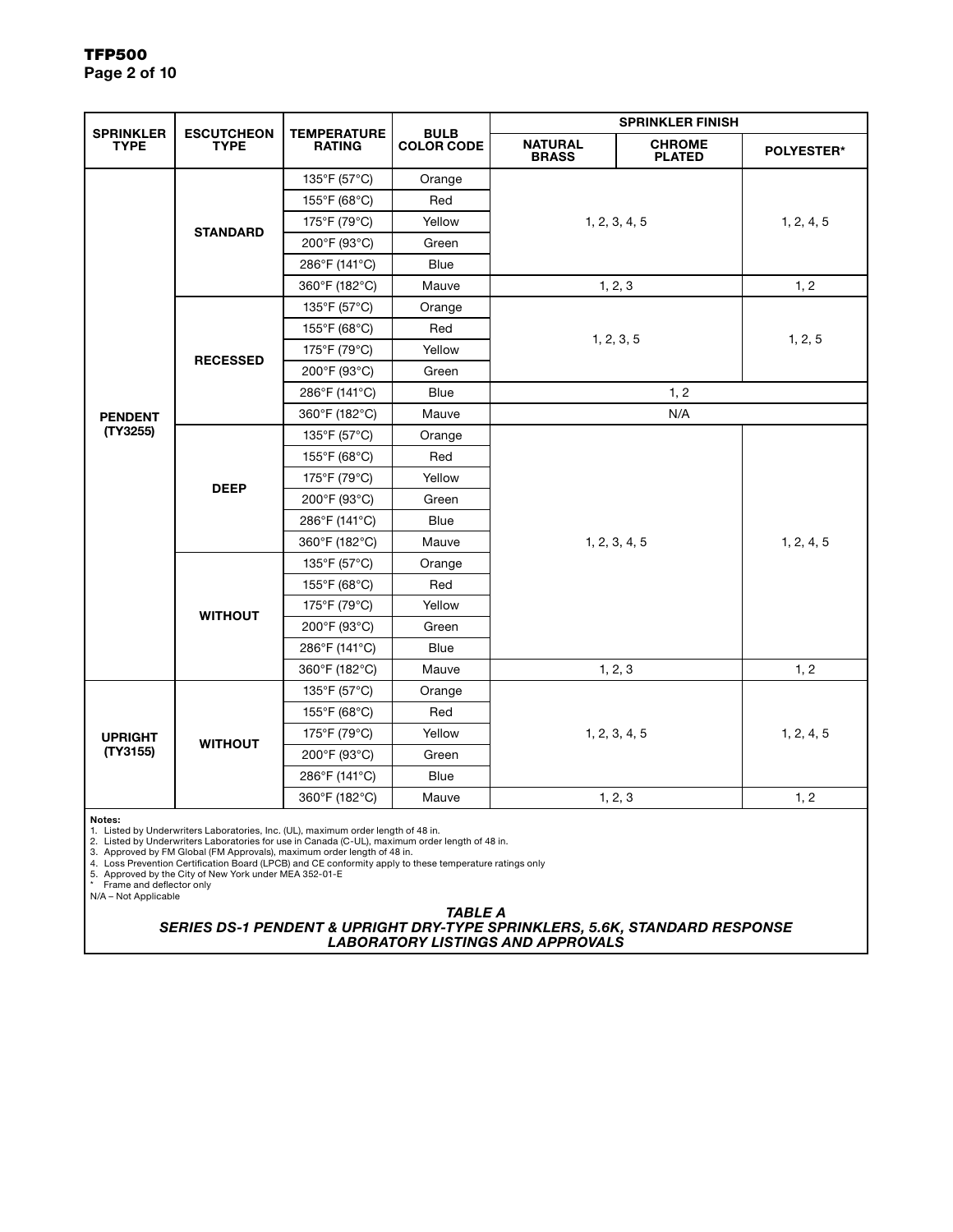| SPRINKLER TYPE | ESCUTCHEON TYPE | TEMPERATURE RATING | BULB COLOR CODE | SPRINKLER FINISH | | |
|---|---|---|---|---|---|---|
| | | | | NATURAL BRASS | CHROME PLATED | POLYESTER* |
| PENDENT (TY3255) | STANDARD | 135°F (57°C) | Orange | 1, 2, 3, 4, 5 | | 1, 2, 4, 5 |
| | | 155°F (68°C) | Red | | | |
| | | 175°F (79°C) | Yellow | | | |
| | | 200°F (93°C) | Green | | | |
| | | 286°F (141°C) | Blue | | | |
| | | 360°F (182°C) | Mauve | 1, 2, 3 | | 1, 2 |
| | RECESSED | 135°F (57°C) | Orange | 1, 2, 3, 5 | | 1, 2, 5 |
| | | 155°F (68°C) | Red | | | |
| | | 175°F (79°C) | Yellow | | | |
| | | 200°F (93°C) | Green | | | |
| | | 286°F (141°C) | Blue | 1, 2 | | |
| | | 360°F (182°C) | Mauve | N/A | | |
| | DEEP | 135°F (57°C) | Orange | 1, 2, 3, 4, 5 | | 1, 2, 4, 5 |
| | | 155°F (68°C) | Red | | | |
| | | 175°F (79°C) | Yellow | | | |
| | | 200°F (93°C) | Green | | | |
| | | 286°F (141°C) | Blue | | | |
| | | 360°F (182°C) | Mauve | | | |
| | WITHOUT | 135°F (57°C) | Orange | | | |
| | | 155°F (68°C) | Red | | | |
| | | 175°F (79°C) | Yellow | | | |
| | | 200°F (93°C) | Green | | | |
| | | 286°F (141°C) | Blue | | | |
| | | 360°F (182°C) | Mauve | 1, 2, 3 | | 1, 2 |
| UPRIGHT (TY3155) | WITHOUT | 135°F (57°C) | Orange | 1, 2, 3, 4, 5 | | 1, 2, 4, 5 |
| | | 155°F (68°C) | Red | | | |
| | | 175°F (79°C) | Yellow | | | |
| | | 200°F (93°C) | Green | | | |
| | | 286°F (141°C) | Blue | | | |
| | | 360°F (182°C) | Mauve | 1, 2, 3 | | 1, 2 |

**Notes:**
1. Listed by Underwriters Laboratories, Inc. (UL), maximum order length of 48 in.
2. Listed by Underwriters Laboratories for use in Canada (C-UL), maximum order length of 48 in.
3. Approved by FM Global (FM Approvals), maximum order length of 48 in.
4. Loss Prevention Certification Board (LPCB) and CE conformity apply to these temperature ratings only
5. Approved by the City of New York under MEA 352-01-E

\* Frame and deflector only

N/A – Not Applicable

***TABLE A***
***SERIES DS-1 PENDENT & UPRIGHT DRY-TYPE SPRINKLERS, 5.6K, STANDARD RESPONSE LABORATORY LISTINGS AND APPROVALS***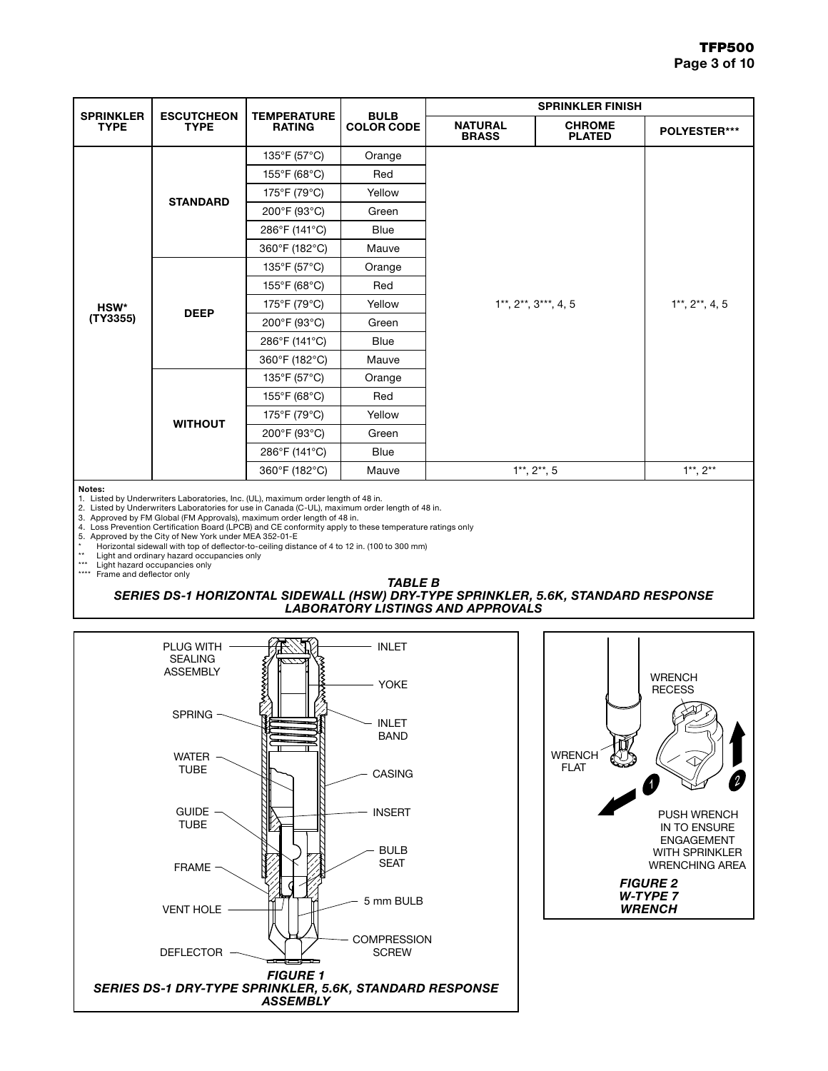| SPRINKLER TYPE | ESCUTCHEON TYPE | TEMPERATURE RATING | BULB COLOR CODE | SPRINKLER FINISH | | |
|---|---|---|---|---|---|---|
| | | | | NATURAL BRASS | CHROME PLATED | POLYESTER*** |
| HSW* (TY3355) | STANDARD | 135°F (57°C) | Orange | 1**, 2**, 3***, 4, 5 | | 1**, 2**, 4, 5 |
| | | 155°F (68°C) | Red | | | |
| | | 175°F (79°C) | Yellow | | | |
| | | 200°F (93°C) | Green | | | |
| | | 286°F (141°C) | Blue | | | |
| | | 360°F (182°C) | Mauve | | | |
| | DEEP | 135°F (57°C) | Orange | | | |
| | | 155°F (68°C) | Red | | | |
| | | 175°F (79°C) | Yellow | | | |
| | | 200°F (93°C) | Green | | | |
| | | 286°F (141°C) | Blue | | | |
| | | 360°F (182°C) | Mauve | | | |
| | WITHOUT | 135°F (57°C) | Orange | | | |
| | | 155°F (68°C) | Red | | | |
| | | 175°F (79°C) | Yellow | | | |
| | | 200°F (93°C) | Green | | | |
| | | 286°F (141°C) | Blue | | | |
| | | 360°F (182°C) | Mauve | 1**, 2**, 5 | | 1**, 2** |

**Notes:**
1. Listed by Underwriters Laboratories, Inc. (UL), maximum order length of 48 in.
2. Listed by Underwriters Laboratories for use in Canada (C-UL), maximum order length of 48 in.
3. Approved by FM Global (FM Approvals), maximum order length of 48 in.
4. Loss Prevention Certification Board (LPCB) and CE conformity apply to these temperature ratings only
5. Approved by the City of New York under MEA 352-01-E

\* Horizontal sidewall with top of deflector-to-ceiling distance of 4 to 12 in. (100 to 300 mm)
\*\* Light and ordinary hazard occupancies only
\*\*\* Light hazard occupancies only
\*\*\*\* Frame and deflector only

***TABLE B***
***SERIES DS-1 HORIZONTAL SIDEWALL (HSW) DRY-TYPE SPRINKLER, 5.6K, STANDARD RESPONSE LABORATORY LISTINGS AND APPROVALS***

PLUG WITH SEALING ASSEMBLY, INLET, YOKE, SPRING, INLET BAND, WATER TUBE, CASING, GUIDE TUBE, INSERT, BULB SEAT, FRAME, 5 mm BULB, VENT HOLE, COMPRESSION SCREW, DEFLECTOR

***FIGURE 1***
***SERIES DS-1 DRY-TYPE SPRINKLER, 5.6K, STANDARD RESPONSE ASSEMBLY***

WRENCH RECESS, WRENCH FLAT, PUSH WRENCH IN TO ENSURE ENGAGEMENT WITH SPRINKLER WRENCHING AREA

***FIGURE 2***
***W-TYPE 7 WRENCH***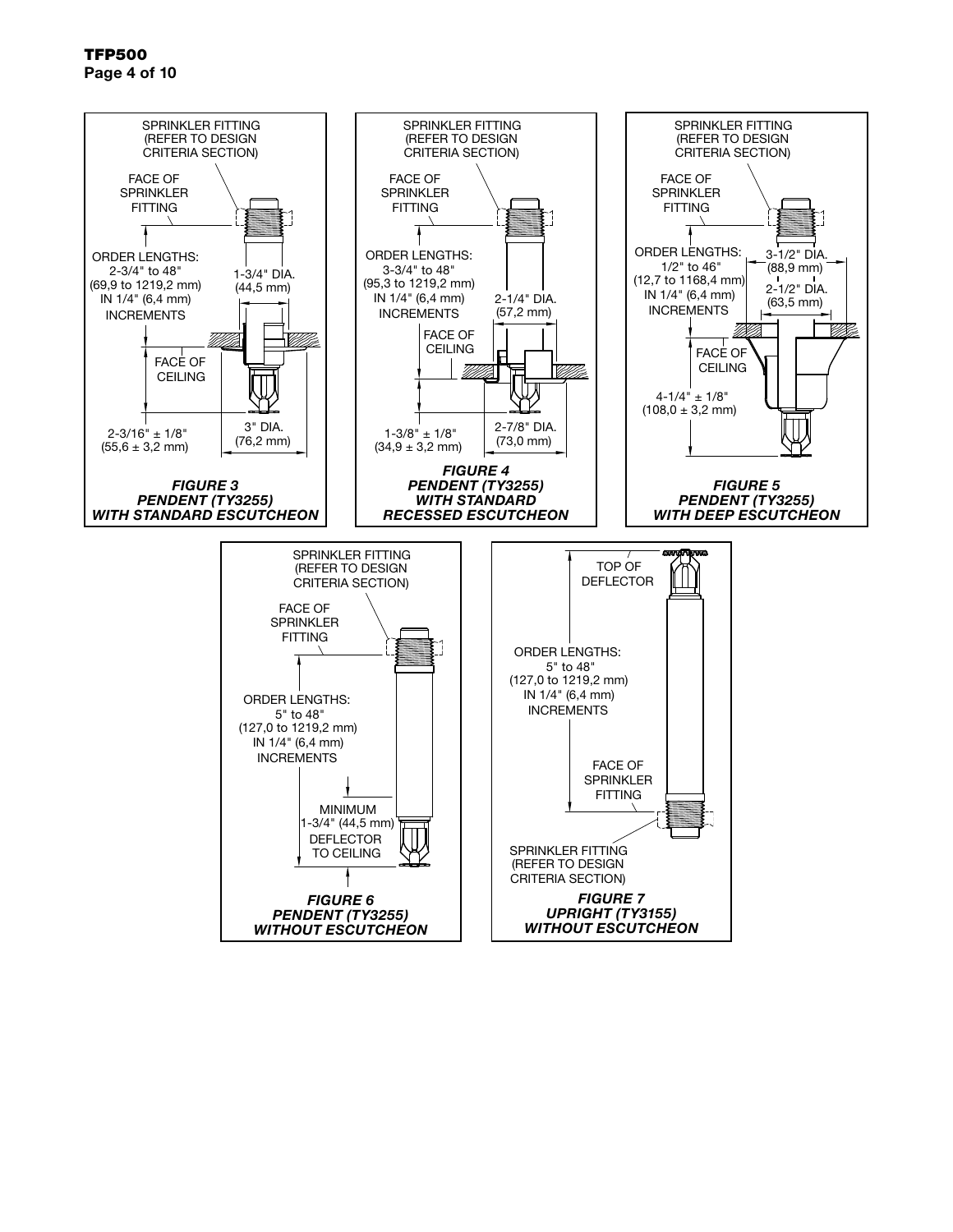SPRINKLER FITTING (REFER TO DESIGN CRITERIA SECTION)

FACE OF SPRINKLER FITTING

ORDER LENGTHS: 2-3/4" to 48" (69,9 to 1219,2 mm) IN 1/4" (6,4 mm) INCREMENTS

1-3/4" DIA. (44,5 mm)

FACE OF CEILING

2-3/16" ± 1/8" (55,6 ± 3,2 mm)

3" DIA. (76,2 mm)

***FIGURE 3***
***PENDENT (TY3255)***
***WITH STANDARD ESCUTCHEON***

SPRINKLER FITTING (REFER TO DESIGN CRITERIA SECTION)

FACE OF SPRINKLER FITTING

ORDER LENGTHS: 3-3/4" to 48" (95,3 to 1219,2 mm) IN 1/4" (6,4 mm) INCREMENTS

2-1/4" DIA. (57,2 mm)

FACE OF CEILING

1-3/8" ± 1/8" (34,9 ± 3,2 mm)

2-7/8" DIA. (73,0 mm)

***FIGURE 4***
***PENDENT (TY3255)***
***WITH STANDARD RECESSED ESCUTCHEON***

SPRINKLER FITTING (REFER TO DESIGN CRITERIA SECTION)

FACE OF SPRINKLER FITTING

ORDER LENGTHS: 1/2" to 46" (12,7 to 1168,4 mm) IN 1/4" (6,4 mm) INCREMENTS

3-1/2" DIA. (88,9 mm)

2-1/2" DIA. (63,5 mm)

FACE OF CEILING

4-1/4" ± 1/8" (108,0 ± 3,2 mm)

***FIGURE 5***
***PENDENT (TY3255)***
***WITH DEEP ESCUTCHEON***

SPRINKLER FITTING (REFER TO DESIGN CRITERIA SECTION)

FACE OF SPRINKLER FITTING

ORDER LENGTHS: 5" to 48" (127,0 to 1219,2 mm) IN 1/4" (6,4 mm) INCREMENTS

MINIMUM 1-3/4" (44,5 mm) DEFLECTOR TO CEILING

***FIGURE 6***
***PENDENT (TY3255)***
***WITHOUT ESCUTCHEON***

TOP OF DEFLECTOR

ORDER LENGTHS: 5" to 48" (127,0 to 1219,2 mm) IN 1/4" (6,4 mm) INCREMENTS

FACE OF SPRINKLER FITTING

SPRINKLER FITTING (REFER TO DESIGN CRITERIA SECTION)

***FIGURE 7***
***UPRIGHT (TY3155)***
***WITHOUT ESCUTCHEON***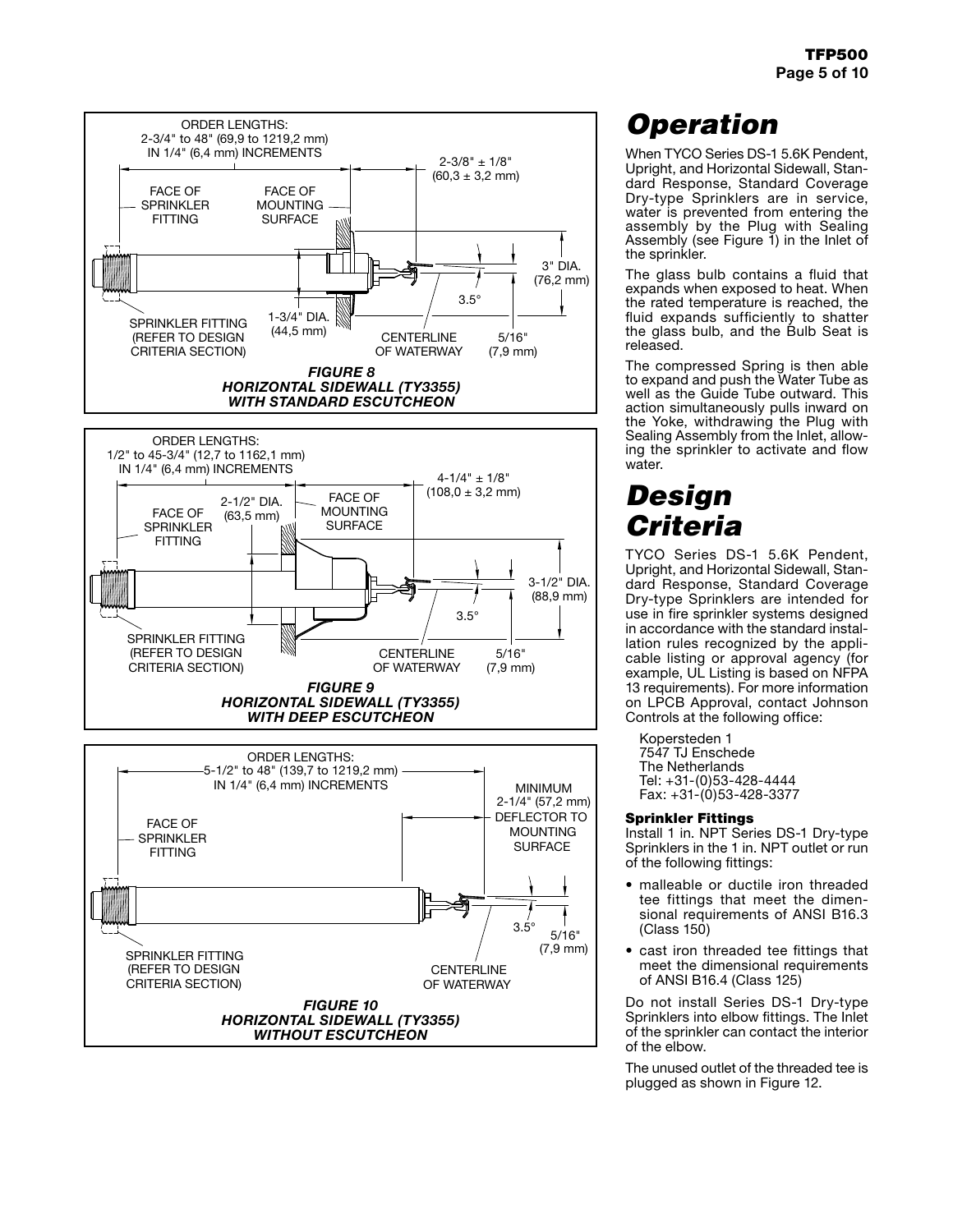ORDER LENGTHS:
2-3/4" to 48" (69,9 to 1219,2 mm)
IN 1/4" (6,4 mm) INCREMENTS

FACE OF SPRINKLER FITTING

FACE OF MOUNTING SURFACE

2-3/8" ± 1/8" (60,3 ± 3,2 mm)

3" DIA. (76,2 mm)

3.5°

SPRINKLER FITTING (REFER TO DESIGN CRITERIA SECTION)

1-3/4" DIA. (44,5 mm)

CENTERLINE OF WATERWAY

5/16" (7,9 mm)

***FIGURE 8***
***HORIZONTAL SIDEWALL (TY3355) WITH STANDARD ESCUTCHEON***

ORDER LENGTHS:
1/2" to 45-3/4" (12,7 to 1162,1 mm)
IN 1/4" (6,4 mm) INCREMENTS

4-1/4" ± 1/8" (108,0 ± 3,2 mm)

FACE OF SPRINKLER FITTING

2-1/2" DIA. (63,5 mm)

FACE OF MOUNTING SURFACE

3-1/2" DIA. (88,9 mm)

3.5°

SPRINKLER FITTING (REFER TO DESIGN CRITERIA SECTION)

CENTERLINE OF WATERWAY

5/16" (7,9 mm)

***FIGURE 9***
***HORIZONTAL SIDEWALL (TY3355) WITH DEEP ESCUTCHEON***

ORDER LENGTHS:
5-1/2" to 48" (139,7 to 1219,2 mm)
IN 1/4" (6,4 mm) INCREMENTS

MINIMUM 2-1/4" (57,2 mm) DEFLECTOR TO MOUNTING SURFACE

FACE OF SPRINKLER FITTING

3.5°

5/16" (7,9 mm)

SPRINKLER FITTING (REFER TO DESIGN CRITERIA SECTION)

CENTERLINE OF WATERWAY

***FIGURE 10***
***HORIZONTAL SIDEWALL (TY3355) WITHOUT ESCUTCHEON***

# *Operation*

When TYCO Series DS-1 5.6K Pendent, Upright, and Horizontal Sidewall, Standard Response, Standard Coverage Dry-type Sprinklers are in service, water is prevented from entering the assembly by the Plug with Sealing Assembly (see Figure 1) in the Inlet of the sprinkler.

The glass bulb contains a fluid that expands when exposed to heat. When the rated temperature is reached, the fluid expands sufficiently to shatter the glass bulb, and the Bulb Seat is released.

The compressed Spring is then able to expand and push the Water Tube as well as the Guide Tube outward. This action simultaneously pulls inward on the Yoke, withdrawing the Plug with Sealing Assembly from the Inlet, allowing the sprinkler to activate and flow water.

# *Design Criteria*

TYCO Series DS-1 5.6K Pendent, Upright, and Horizontal Sidewall, Standard Response, Standard Coverage Dry-type Sprinklers are intended for use in fire sprinkler systems designed in accordance with the standard installation rules recognized by the applicable listing or approval agency (for example, UL Listing is based on NFPA 13 requirements). For more information on LPCB Approval, contact Johnson Controls at the following office:

Kopersteden 1
7547 TJ Enschede
The Netherlands
Tel: +31-(0)53-428-4444
Fax: +31-(0)53-428-3377

### Sprinkler Fittings

Install 1 in. NPT Series DS-1 Dry-type Sprinklers in the 1 in. NPT outlet or run of the following fittings:

- malleable or ductile iron threaded tee fittings that meet the dimensional requirements of ANSI B16.3 (Class 150)
- cast iron threaded tee fittings that meet the dimensional requirements of ANSI B16.4 (Class 125)

Do not install Series DS-1 Dry-type Sprinklers into elbow fittings. The Inlet of the sprinkler can contact the interior of the elbow.

The unused outlet of the threaded tee is plugged as shown in Figure 12.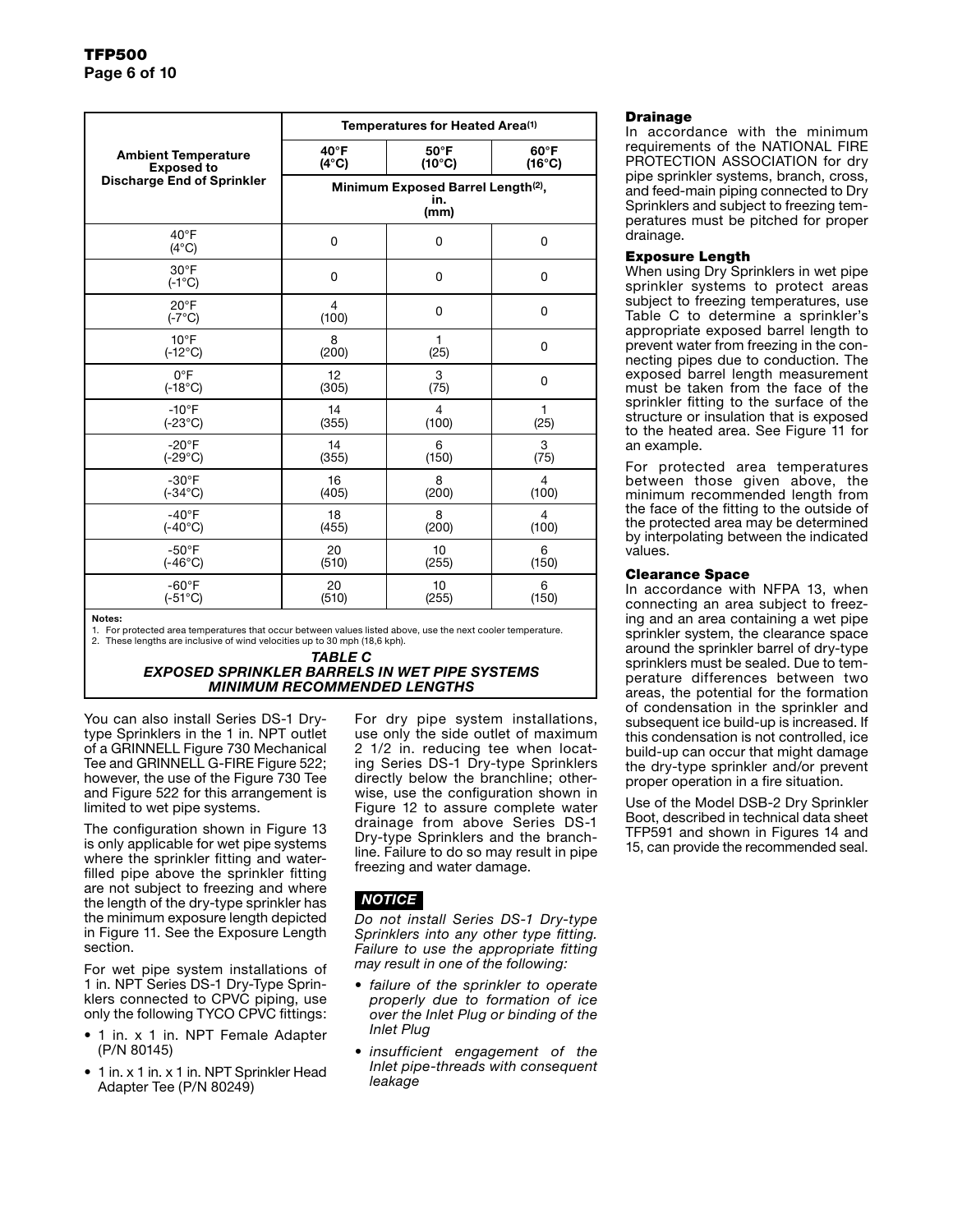| Ambient Temperature Exposed to Discharge End of Sprinkler | Temperatures for Heated Area(1) | | |
|---|---|---|---|
| | 40°F (4°C) | 50°F (10°C) | 60°F (16°C) |
| | Minimum Exposed Barrel Length(2), in. (mm) | | |
| 40°F (4°C) | 0 | 0 | 0 |
| 30°F (-1°C) | 0 | 0 | 0 |
| 20°F (-7°C) | 4 (100) | 0 | 0 |
| 10°F (-12°C) | 8 (200) | 1 (25) | 0 |
| 0°F (-18°C) | 12 (305) | 3 (75) | 0 |
| -10°F (-23°C) | 14 (355) | 4 (100) | 1 (25) |
| -20°F (-29°C) | 14 (355) | 6 (150) | 3 (75) |
| -30°F (-34°C) | 16 (405) | 8 (200) | 4 (100) |
| -40°F (-40°C) | 18 (455) | 8 (200) | 4 (100) |
| -50°F (-46°C) | 20 (510) | 10 (255) | 6 (150) |
| -60°F (-51°C) | 20 (510) | 10 (255) | 6 (150) |

**Notes:**
1. For protected area temperatures that occur between values listed above, use the next cooler temperature.
2. These lengths are inclusive of wind velocities up to 30 mph (18,6 kph).

***TABLE C***
***EXPOSED SPRINKLER BARRELS IN WET PIPE SYSTEMS MINIMUM RECOMMENDED LENGTHS***

You can also install Series DS-1 Dry-type Sprinklers in the 1 in. NPT outlet of a GRINNELL Figure 730 Mechanical Tee and GRINNELL G-FIRE Figure 522; however, the use of the Figure 730 Tee and Figure 522 for this arrangement is limited to wet pipe systems.

The configuration shown in Figure 13 is only applicable for wet pipe systems where the sprinkler fitting and water-filled pipe above the sprinkler fitting are not subject to freezing and where the length of the dry-type sprinkler has the minimum exposure length depicted in Figure 11. See the Exposure Length section.

For wet pipe system installations of 1 in. NPT Series DS-1 Dry-Type Sprinklers connected to CPVC piping, use only the following TYCO CPVC fittings:

- 1 in. x 1 in. NPT Female Adapter (P/N 80145)
- 1 in. x 1 in. x 1 in. NPT Sprinkler Head Adapter Tee (P/N 80249)

For dry pipe system installations, use only the side outlet of maximum 2 1/2 in. reducing tee when locating Series DS-1 Dry-type Sprinklers directly below the branchline; otherwise, use the configuration shown in Figure 12 to assure complete water drainage from above Series DS-1 Dry-type Sprinklers and the branchline. Failure to do so may result in pipe freezing and water damage.

***NOTICE***

*Do not install Series DS-1 Dry-type Sprinklers into any other type fitting. Failure to use the appropriate fitting may result in one of the following:*

- *failure of the sprinkler to operate properly due to formation of ice over the Inlet Plug or binding of the Inlet Plug*
- *insufficient engagement of the Inlet pipe-threads with consequent leakage*

### Drainage

In accordance with the minimum requirements of the NATIONAL FIRE PROTECTION ASSOCIATION for dry pipe sprinkler systems, branch, cross, and feed-main piping connected to Dry Sprinklers and subject to freezing temperatures must be pitched for proper drainage.

### Exposure Length

When using Dry Sprinklers in wet pipe sprinkler systems to protect areas subject to freezing temperatures, use Table C to determine a sprinkler's appropriate exposed barrel length to prevent water from freezing in the connecting pipes due to conduction. The exposed barrel length measurement must be taken from the face of the sprinkler fitting to the surface of the structure or insulation that is exposed to the heated area. See Figure 11 for an example.

For protected area temperatures between those given above, the minimum recommended length from the face of the fitting to the outside of the protected area may be determined by interpolating between the indicated values.

### Clearance Space

In accordance with NFPA 13, when connecting an area subject to freezing and an area containing a wet pipe sprinkler system, the clearance space around the sprinkler barrel of dry-type sprinklers must be sealed. Due to temperature differences between two areas, the potential for the formation of condensation in the sprinkler and subsequent ice build-up is increased. If this condensation is not controlled, ice build-up can occur that might damage the dry-type sprinkler and/or prevent proper operation in a fire situation.

Use of the Model DSB-2 Dry Sprinkler Boot, described in technical data sheet TFP591 and shown in Figures 14 and 15, can provide the recommended seal.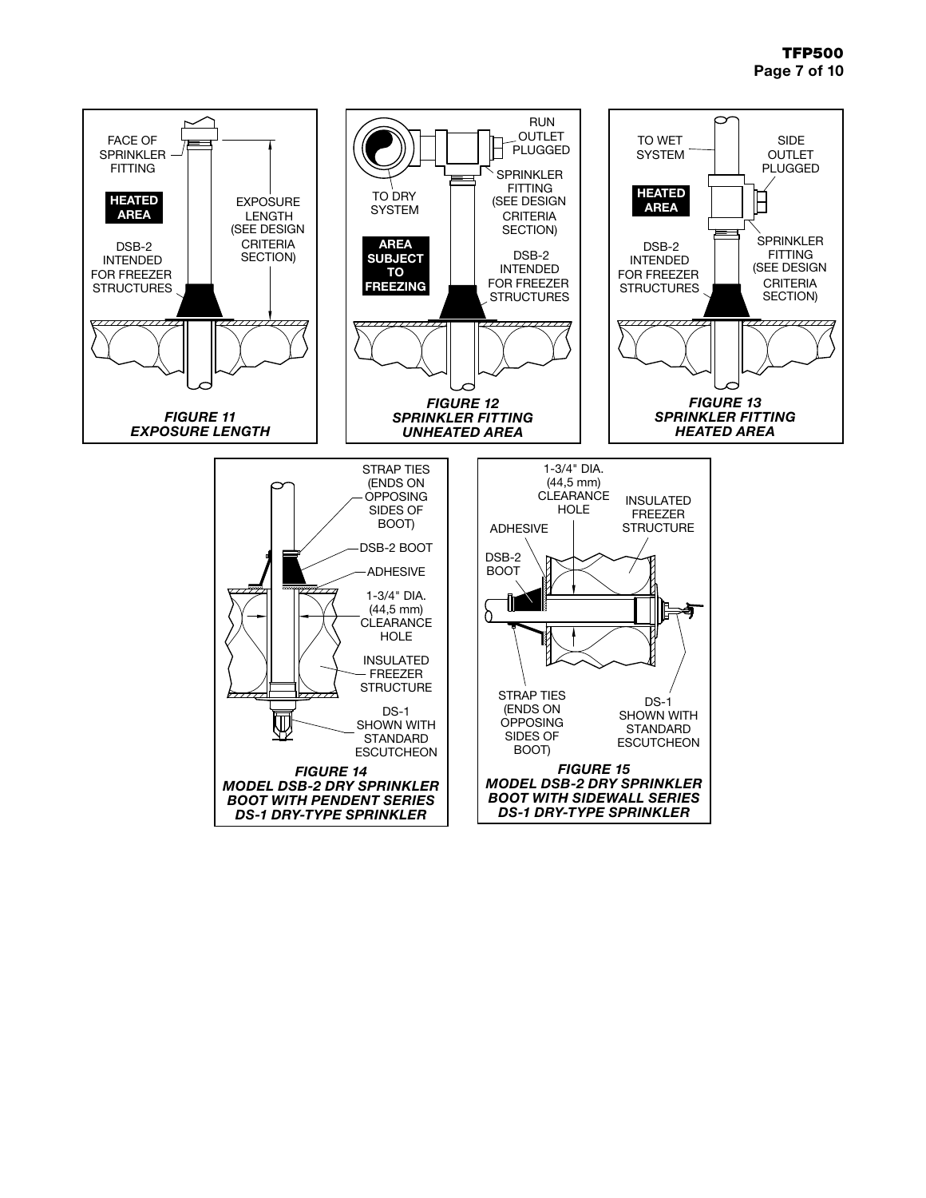FACE OF SPRINKLER FITTING

**HEATED AREA**

EXPOSURE LENGTH (SEE DESIGN CRITERIA SECTION)

DSB-2 INTENDED FOR FREEZER STRUCTURES

***FIGURE 11***
***EXPOSURE LENGTH***

RUN OUTLET PLUGGED

SPRINKLER FITTING (SEE DESIGN CRITERIA SECTION)

TO DRY SYSTEM

**AREA SUBJECT TO FREEZING**

DSB-2 INTENDED FOR FREEZER STRUCTURES

***FIGURE 12***
***SPRINKLER FITTING UNHEATED AREA***

TO WET SYSTEM

SIDE OUTLET PLUGGED

**HEATED AREA**

SPRINKLER FITTING (SEE DESIGN CRITERIA SECTION)

DSB-2 INTENDED FOR FREEZER STRUCTURES

***FIGURE 13***
***SPRINKLER FITTING HEATED AREA***

STRAP TIES (ENDS ON OPPOSING SIDES OF BOOT)

DSB-2 BOOT

ADHESIVE

1-3/4" DIA. (44,5 mm) CLEARANCE HOLE

INSULATED FREEZER STRUCTURE

DS-1 SHOWN WITH STANDARD ESCUTCHEON

***FIGURE 14***
***MODEL DSB-2 DRY SPRINKLER BOOT WITH PENDENT SERIES DS-1 DRY-TYPE SPRINKLER***

1-3/4" DIA. (44,5 mm) CLEARANCE HOLE

INSULATED FREEZER STRUCTURE

ADHESIVE

DSB-2 BOOT

STRAP TIES (ENDS ON OPPOSING SIDES OF BOOT)

DS-1 SHOWN WITH STANDARD ESCUTCHEON

***FIGURE 15***
***MODEL DSB-2 DRY SPRINKLER BOOT WITH SIDEWALL SERIES DS-1 DRY-TYPE SPRINKLER***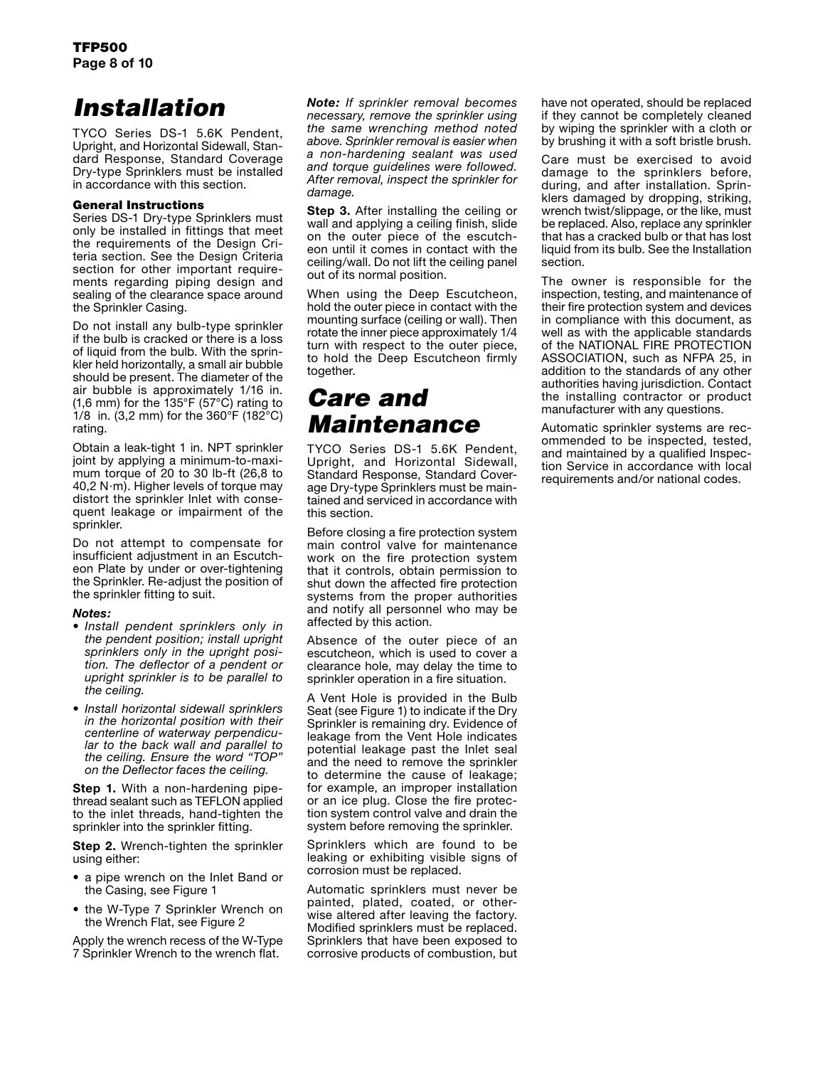# Installation

TYCO Series DS-1 5.6K Pendent, Upright, and Horizontal Sidewall, Standard Response, Standard Coverage Dry-type Sprinklers must be installed in accordance with this section.

### General Instructions

Series DS-1 Dry-type Sprinklers must only be installed in fittings that meet the requirements of the Design Criteria section. See the Design Criteria section for other important requirements regarding piping design and sealing of the clearance space around the Sprinkler Casing.

Do not install any bulb-type sprinkler if the bulb is cracked or there is a loss of liquid from the bulb. With the sprinkler held horizontally, a small air bubble should be present. The diameter of the air bubble is approximately 1/16 in. (1,6 mm) for the 135°F (57°C) rating to 1/8 in. (3,2 mm) for the 360°F (182°C) rating.

Obtain a leak-tight 1 in. NPT sprinkler joint by applying a minimum-to-maximum torque of 20 to 30 lb-ft (26,8 to 40,2 N·m). Higher levels of torque may distort the sprinkler Inlet with consequent leakage or impairment of the sprinkler.

Do not attempt to compensate for insufficient adjustment in an Escutcheon Plate by under or over-tightening the Sprinkler. Re-adjust the position of the sprinkler fitting to suit.

***Notes:***

- *Install pendent sprinklers only in the pendent position; install upright sprinklers only in the upright position. The deflector of a pendent or upright sprinkler is to be parallel to the ceiling.*
- *Install horizontal sidewall sprinklers in the horizontal position with their centerline of waterway perpendicular to the back wall and parallel to the ceiling. Ensure the word "TOP" on the Deflector faces the ceiling.*

**Step 1.** With a non-hardening pipe-thread sealant such as TEFLON applied to the inlet threads, hand-tighten the sprinkler into the sprinkler fitting.

**Step 2.** Wrench-tighten the sprinkler using either:

- a pipe wrench on the Inlet Band or the Casing, see Figure 1
- the W-Type 7 Sprinkler Wrench on the Wrench Flat, see Figure 2

Apply the wrench recess of the W-Type 7 Sprinkler Wrench to the wrench flat.

***Note:*** *If sprinkler removal becomes necessary, remove the sprinkler using the same wrenching method noted above. Sprinkler removal is easier when a non-hardening sealant was used and torque guidelines were followed. After removal, inspect the sprinkler for damage.*

**Step 3.** After installing the ceiling or wall and applying a ceiling finish, slide on the outer piece of the escutcheon until it comes in contact with the ceiling/wall. Do not lift the ceiling panel out of its normal position.

When using the Deep Escutcheon, hold the outer piece in contact with the mounting surface (ceiling or wall). Then rotate the inner piece approximately 1/4 turn with respect to the outer piece, to hold the Deep Escutcheon firmly together.

# Care and Maintenance

TYCO Series DS-1 5.6K Pendent, Upright, and Horizontal Sidewall, Standard Response, Standard Coverage Dry-type Sprinklers must be maintained and serviced in accordance with this section.

Before closing a fire protection system main control valve for maintenance work on the fire protection system that it controls, obtain permission to shut down the affected fire protection systems from the proper authorities and notify all personnel who may be affected by this action.

Absence of the outer piece of an escutcheon, which is used to cover a clearance hole, may delay the time to sprinkler operation in a fire situation.

A Vent Hole is provided in the Bulb Seat (see Figure 1) to indicate if the Dry Sprinkler is remaining dry. Evidence of leakage from the Vent Hole indicates potential leakage past the Inlet seal and the need to remove the sprinkler to determine the cause of leakage; for example, an improper installation or an ice plug. Close the fire protection system control valve and drain the system before removing the sprinkler.

Sprinklers which are found to be leaking or exhibiting visible signs of corrosion must be replaced.

Automatic sprinklers must never be painted, plated, coated, or otherwise altered after leaving the factory. Modified sprinklers must be replaced. Sprinklers that have been exposed to corrosive products of combustion, but have not operated, should be replaced if they cannot be completely cleaned by wiping the sprinkler with a cloth or by brushing it with a soft bristle brush.

Care must be exercised to avoid damage to the sprinklers before, during, and after installation. Sprinklers damaged by dropping, striking, wrench twist/slippage, or the like, must be replaced. Also, replace any sprinkler that has a cracked bulb or that has lost liquid from its bulb. See the Installation section.

The owner is responsible for the inspection, testing, and maintenance of their fire protection system and devices in compliance with this document, as well as with the applicable standards of the NATIONAL FIRE PROTECTION ASSOCIATION, such as NFPA 25, in addition to the standards of any other authorities having jurisdiction. Contact the installing contractor or product manufacturer with any questions.

Automatic sprinkler systems are recommended to be inspected, tested, and maintained by a qualified Inspection Service in accordance with local requirements and/or national codes.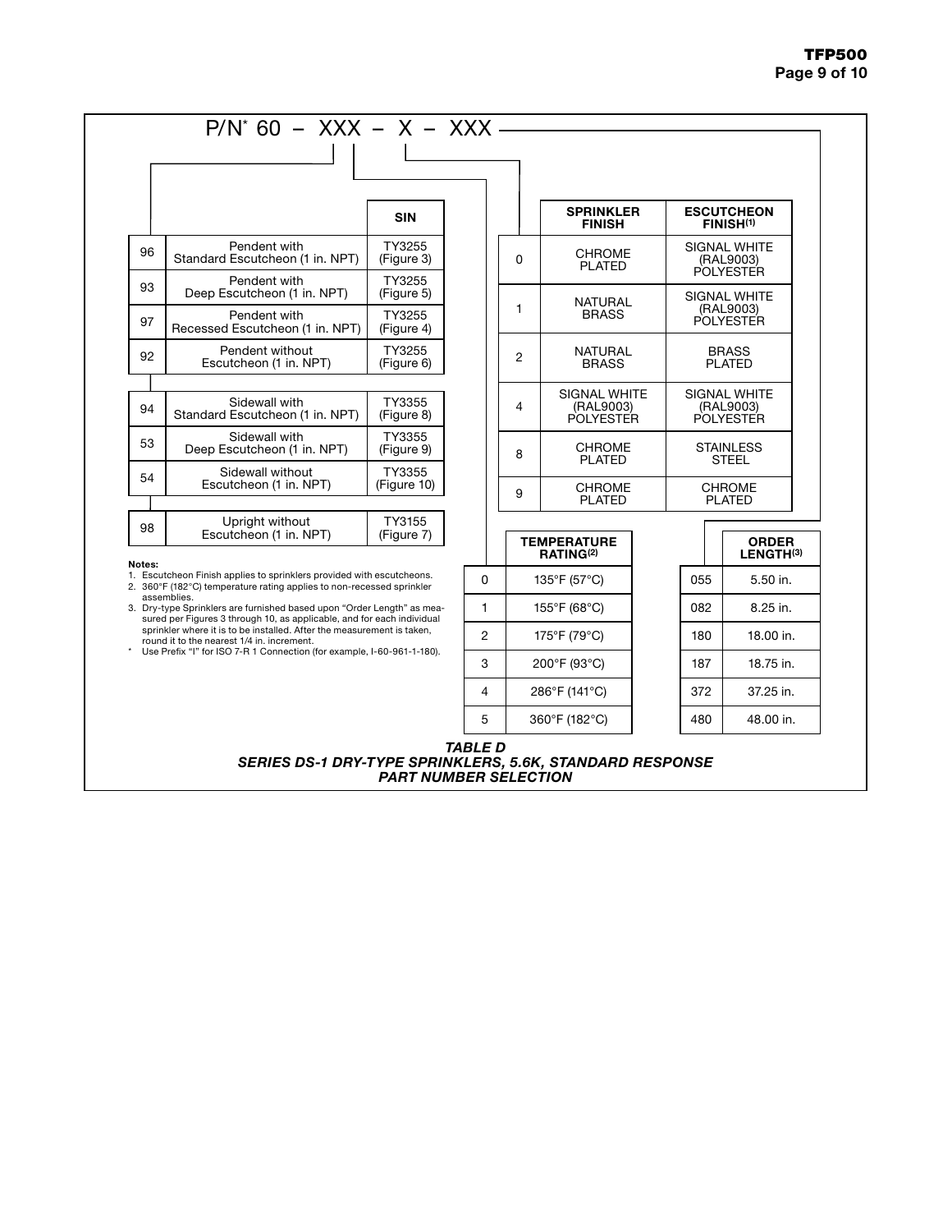P/N* 60 – XXX – X – XXX

| | | SIN |
|---|---|---|
| 96 | Pendent with Standard Escutcheon (1 in. NPT) | TY3255 (Figure 3) |
| 93 | Pendent with Deep Escutcheon (1 in. NPT) | TY3255 (Figure 5) |
| 97 | Pendent with Recessed Escutcheon (1 in. NPT) | TY3255 (Figure 4) |
| 92 | Pendent without Escutcheon (1 in. NPT) | TY3255 (Figure 6) |
| 94 | Sidewall with Standard Escutcheon (1 in. NPT) | TY3355 (Figure 8) |
| 53 | Sidewall with Deep Escutcheon (1 in. NPT) | TY3355 (Figure 9) |
| 54 | Sidewall without Escutcheon (1 in. NPT) | TY3355 (Figure 10) |
| 98 | Upright without Escutcheon (1 in. NPT) | TY3155 (Figure 7) |

| | SPRINKLER FINISH | ESCUTCHEON FINISH(1) |
|---|---|---|
| 0 | CHROME PLATED | SIGNAL WHITE (RAL9003) POLYESTER |
| 1 | NATURAL BRASS | SIGNAL WHITE (RAL9003) POLYESTER |
| 2 | NATURAL BRASS | BRASS PLATED |
| 4 | SIGNAL WHITE (RAL9003) POLYESTER | SIGNAL WHITE (RAL9003) POLYESTER |
| 8 | CHROME PLATED | STAINLESS STEEL |
| 9 | CHROME PLATED | CHROME PLATED |

| | TEMPERATURE RATING(2) |
|---|---|
| 0 | 135°F (57°C) |
| 1 | 155°F (68°C) |
| 2 | 175°F (79°C) |
| 3 | 200°F (93°C) |
| 4 | 286°F (141°C) |
| 5 | 360°F (182°C) |

| | ORDER LENGTH(3) |
|---|---|
| 055 | 5.50 in. |
| 082 | 8.25 in. |
| 180 | 18.00 in. |
| 187 | 18.75 in. |
| 372 | 37.25 in. |
| 480 | 48.00 in. |

**Notes:**
1. Escutcheon Finish applies to sprinklers provided with escutcheons.
2. 360°F (182°C) temperature rating applies to non-recessed sprinkler assemblies.
3. Dry-type Sprinklers are furnished based upon "Order Length" as measured per Figures 3 through 10, as applicable, and for each individual sprinkler where it is to be installed. After the measurement is taken, round it to the nearest 1/4 in. increment.

\* Use Prefix "I" for ISO 7-R 1 Connection (for example, I-60-961-1-180).

***TABLE D***
***SERIES DS-1 DRY-TYPE SPRINKLERS, 5.6K, STANDARD RESPONSE***
***PART NUMBER SELECTION***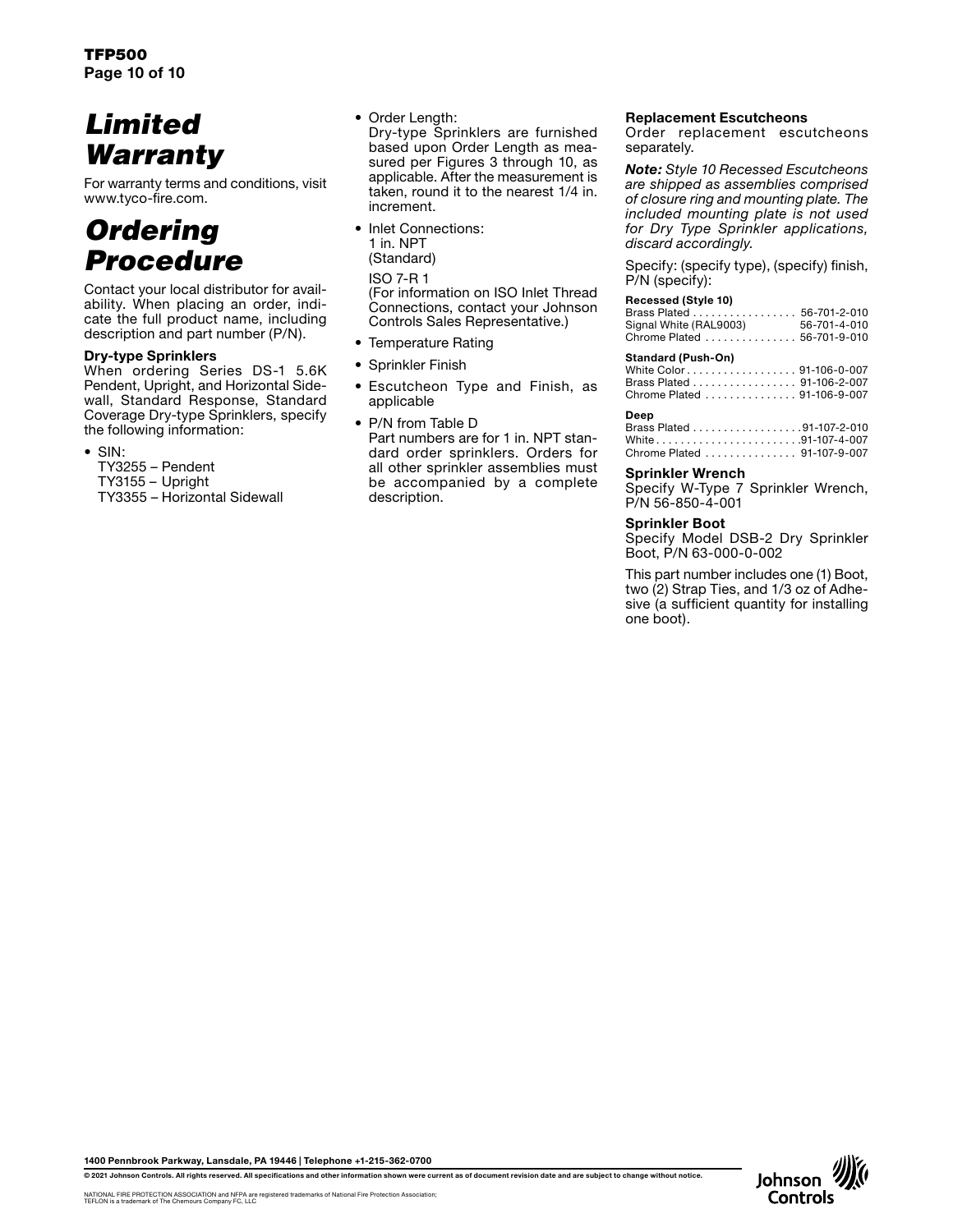# Limited Warranty

For warranty terms and conditions, visit www.tyco-fire.com.

# Ordering Procedure

Contact your local distributor for availability. When placing an order, indicate the full product name, including description and part number (P/N).

**Dry-type Sprinklers**
When ordering Series DS-1 5.6K Pendent, Upright, and Horizontal Sidewall, Standard Response, Standard Coverage Dry-type Sprinklers, specify the following information:

- SIN:
  TY3255 – Pendent
  TY3155 – Upright
  TY3355 – Horizontal Sidewall
- Order Length:
  Dry-type Sprinklers are furnished based upon Order Length as measured per Figures 3 through 10, as applicable. After the measurement is taken, round it to the nearest 1/4 in. increment.
- Inlet Connections:
  1 in. NPT
  (Standard)

  ISO 7-R 1
  (For information on ISO Inlet Thread Connections, contact your Johnson Controls Sales Representative.)
- Temperature Rating
- Sprinkler Finish
- Escutcheon Type and Finish, as applicable
- P/N from Table D
  Part numbers are for 1 in. NPT standard order sprinklers. Orders for all other sprinkler assemblies must be accompanied by a complete description.

**Replacement Escutcheons**
Order replacement escutcheons separately.

***Note:*** *Style 10 Recessed Escutcheons are shipped as assemblies comprised of closure ring and mounting plate. The included mounting plate is not used for Dry Type Sprinkler applications, discard accordingly.*

Specify: (specify type), (specify) finish, P/N (specify):

**Recessed (Style 10)**
Brass Plated . . . . . . . . . . . . . . . . . 56-701-2-010
Signal White (RAL9003) 56-701-4-010
Chrome Plated . . . . . . . . . . . . . . . 56-701-9-010

**Standard (Push-On)**
White Color . . . . . . . . . . . . . . . . . . 91-106-0-007
Brass Plated . . . . . . . . . . . . . . . . . 91-106-2-007
Chrome Plated . . . . . . . . . . . . . . . 91-106-9-007

**Deep**
Brass Plated . . . . . . . . . . . . . . . . . .91-107-2-010
White . . . . . . . . . . . . . . . . . . . . . . . .91-107-4-007
Chrome Plated . . . . . . . . . . . . . . . 91-107-9-007

**Sprinkler Wrench**
Specify W-Type 7 Sprinkler Wrench, P/N 56-850-4-001

**Sprinkler Boot**
Specify Model DSB-2 Dry Sprinkler Boot, P/N 63-000-0-002

This part number includes one (1) Boot, two (2) Strap Ties, and 1/3 oz of Adhesive (a sufficient quantity for installing one boot).

**1400 Pennbrook Parkway, Lansdale, PA 19446 | Telephone +1-215-362-0700**

**© 2021 Johnson Controls. All rights reserved. All specifications and other information shown were current as of document revision date and are subject to change without notice.**

NATIONAL FIRE PROTECTION ASSOCIATION and NFPA are registered trademarks of National Fire Protection Association;
TEFLON is a trademark of The Chemours Company FC, LLC